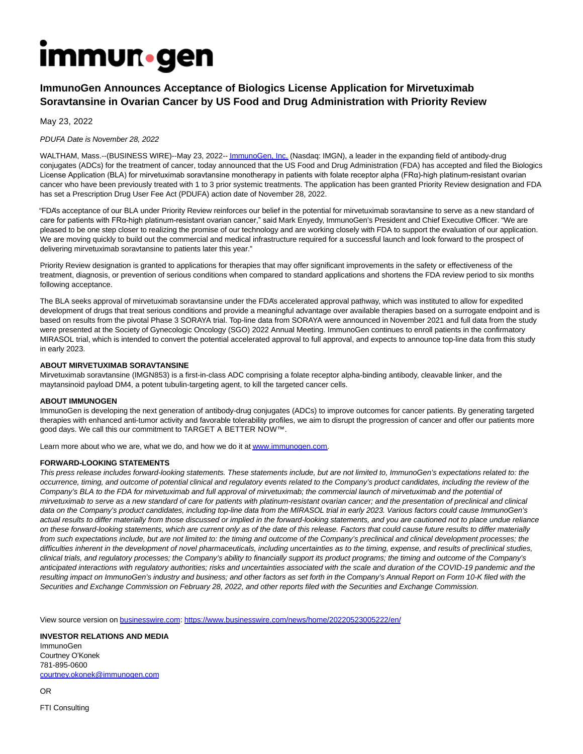# ImmunoGen Announces Acceptance of Biologics License Application for Mirvetuximab Soravtansine in Ovarian Cancer by US Food and Drug Administration with Priority Review

May 23, 2022

*PDUFA Date is November 28, 2022*

WALTHAM, Mass.--(BUSINESS WIRE)--May 23, 2022-- ImmunoGen, Inc. (Nasdaq: IMGN), a leader in the expanding field of antibody-drug conjugates (ADCs) for the treatment of cancer, today announced that the US Food and Drug Administration (FDA) has accepted and filed the Biologics License Application (BLA) for mirvetuximab soravtansine monotherapy in patients with folate receptor alpha (FRα)-high platinum-resistant ovarian cancer who have been previously treated with 1 to 3 prior systemic treatments. The application has been granted Priority Review designation and FDA has set a Prescription Drug User Fee Act (PDUFA) action date of November 28, 2022.

"FDA's acceptance of our BLA under Priority Review reinforces our belief in the potential for mirvetuximab soravtansine to serve as a new standard of care for patients with FRα-high platinum-resistant ovarian cancer," said Mark Enyedy, ImmunoGen's President and Chief Executive Officer. "We are pleased to be one step closer to realizing the promise of our technology and are working closely with FDA to support the evaluation of our application. We are moving quickly to build out the commercial and medical infrastructure required for a successful launch and look forward to the prospect of delivering mirvetuximab soravtansine to patients later this year."

Priority Review designation is granted to applications for therapies that may offer significant improvements in the safety or effectiveness of the treatment, diagnosis, or prevention of serious conditions when compared to standard applications and shortens the FDA review period to six months following acceptance.

The BLA seeks approval of mirvetuximab soravtansine under the FDA's accelerated approval pathway, which was instituted to allow for expedited development of drugs that treat serious conditions and provide a meaningful advantage over available therapies based on a surrogate endpoint and is based on results from the pivotal Phase 3 SORAYA trial. Top-line data from SORAYA were announced in November 2021 and full data from the study were presented at the Society of Gynecologic Oncology (SGO) 2022 Annual Meeting. ImmunoGen continues to enroll patients in the confirmatory MIRASOL trial, which is intended to convert the potential accelerated approval to full approval, and expects to announce top-line data from this study in early 2023.

**ABOUT MIRVETUXIMAB SORAVTANSINE**

Mirvetuximab soravtansine (IMGN853) is a first-in-class ADC comprising a folate receptor alpha-binding antibody, cleavable linker, and the maytansinoid payload DM4, a potent tubulin-targeting agent, to kill the targeted cancer cells.

**ABOUT IMMUNOGEN**

ImmunoGen is developing the next generation of antibody-drug conjugates (ADCs) to improve outcomes for cancer patients. By generating targeted therapies with enhanced anti-tumor activity and favorable tolerability profiles, we aim to disrupt the progression of cancer and offer our patients more good days. We call this our commitment to TARGET A BETTER NOW™.

Learn more about who we are, what we do, and how we do it at www.immunogen.com.

**FORWARD-LOOKING STATEMENTS**

*This press release includes forward-looking statements. These statements include, but are not limited to, ImmunoGen's expectations related to: the occurrence, timing, and outcome of potential clinical and regulatory events related to the Company's product candidates, including the review of the Company's BLA to the FDA for mirvetuximab and full approval of mirvetuximab; the commercial launch of mirvetuximab and the potential of mirvetuximab to serve as a new standard of care for patients with platinum-resistant ovarian cancer; and the presentation of preclinical and clinical data on the Company's product candidates, including top-line data from the MIRASOL trial in early 2023. Various factors could cause ImmunoGen's actual results to differ materially from those discussed or implied in the forward-looking statements, and you are cautioned not to place undue reliance on these forward-looking statements, which are current only as of the date of this release. Factors that could cause future results to differ materially from such expectations include, but are not limited to: the timing and outcome of the Company's preclinical and clinical development processes; the difficulties inherent in the development of novel pharmaceuticals, including uncertainties as to the timing, expense, and results of preclinical studies, clinical trials, and regulatory processes; the Company's ability to financially support its product programs; the timing and outcome of the Company's anticipated interactions with regulatory authorities; risks and uncertainties associated with the scale and duration of the COVID-19 pandemic and the resulting impact on ImmunoGen's industry and business; and other factors as set forth in the Company's Annual Report on Form 10-K filed with the Securities and Exchange Commission on February 28, 2022, and other reports filed with the Securities and Exchange Commission.*

View source version on businesswire.com: https://www.businesswire.com/news/home/20220523005222/en/

**INVESTOR RELATIONS AND MEDIA**
ImmunoGen
Courtney O'Konek
781-895-0600
courtney.okonek@immunogen.com

OR

FTI Consulting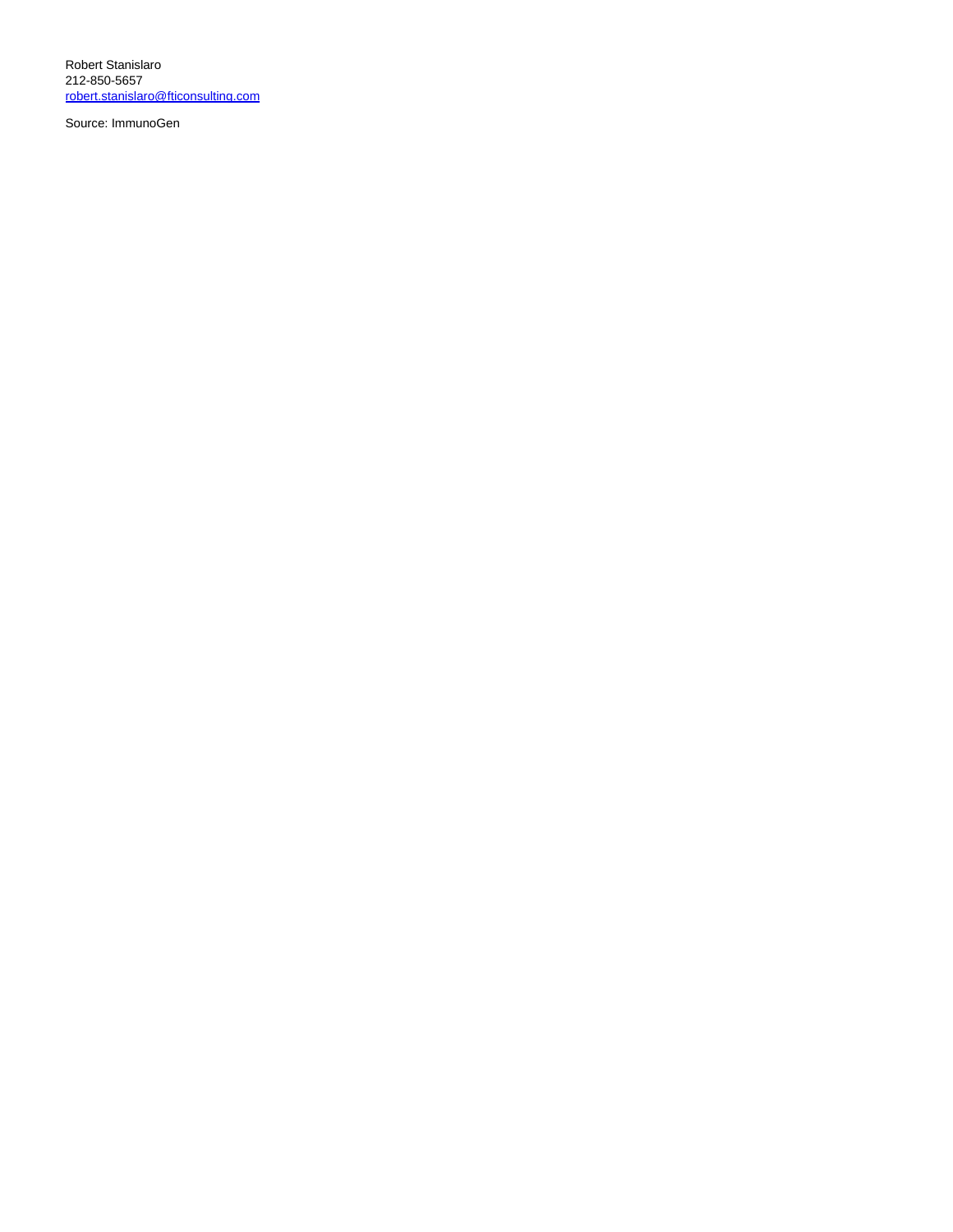Robert Stanislaro
212-850-5657
robert.stanislaro@fticonsulting.com

Source: ImmunoGen